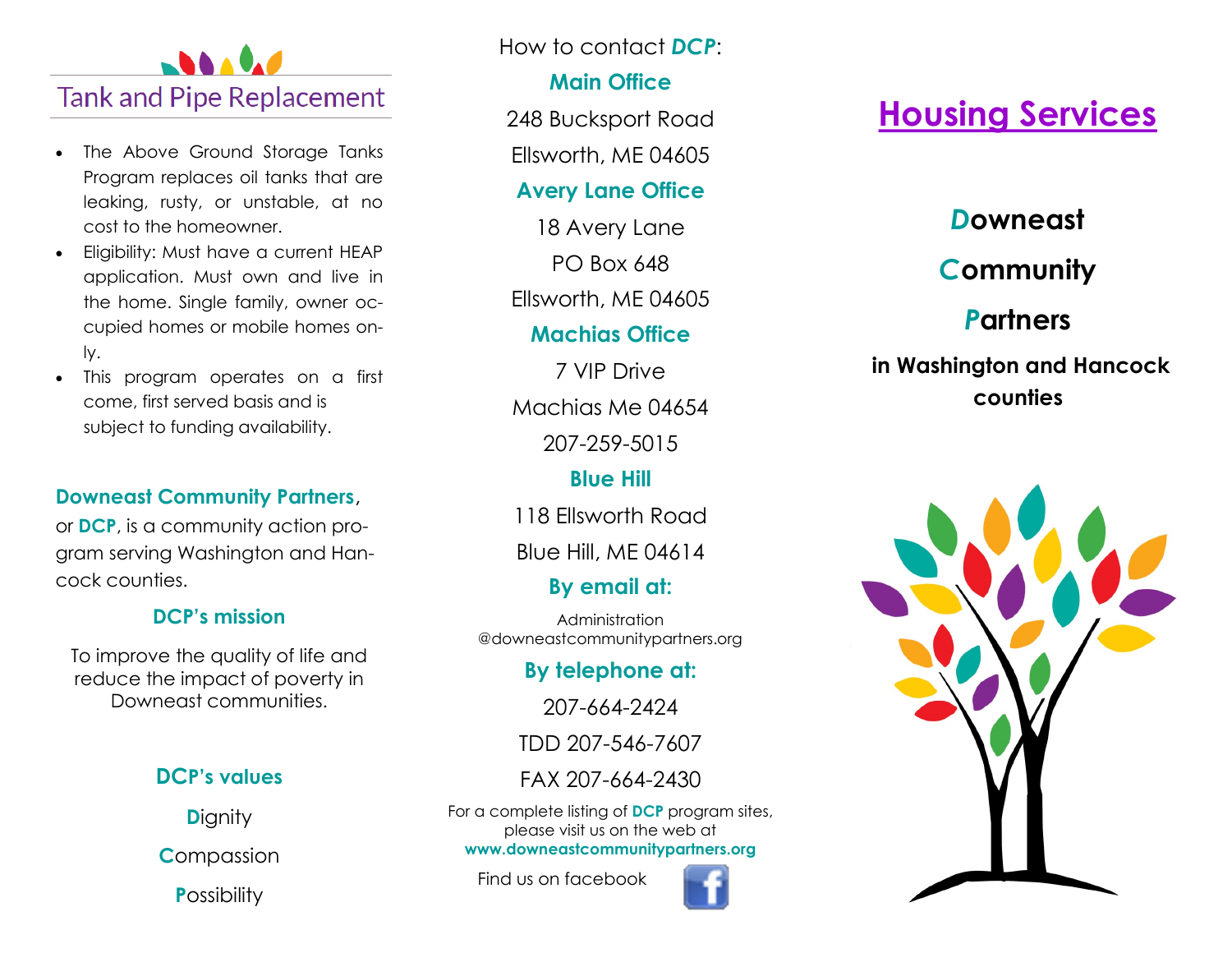## Tank and Pipe Replacement

- The Above Ground Storage Tanks Program replaces oil tanks that are leaking, rusty, or unstable, at no cost to the homeowner.
- Eligibility: Must have a current HEAP application. Must own and live in the home. Single family, owner occupied homes or mobile homes only.
- This program operates on a first come, first served basis and is subject to funding availability.

**Downeast Community Partners**, or **DCP**, is a community action program serving Washington and Hancock counties.

### DCP's mission

To improve the quality of life and reduce the impact of poverty in Downeast communities.

### DCP's values

**D**ignity

**C**ompassion

**P**ossibility

How to contact ***DCP***:

**Main Office**

248 Bucksport Road
Ellsworth, ME 04605

**Avery Lane Office**

18 Avery Lane
PO Box 648
Ellsworth, ME 04605

**Machias Office**

7 VIP Drive
Machias Me 04654
207-259-5015

**Blue Hill**

118 Ellsworth Road
Blue Hill, ME 04614

**By email at:**

Administration
@downeastcommunitypartners.org

**By telephone at:**

207-664-2424

TDD 207-546-7607

FAX 207-664-2430

For a complete listing of **DCP** program sites, please visit us on the web at **www.downeastcommunitypartners.org**

Find us on facebook

# Housing Services

## ***D***owneast ***C***ommunity ***P***artners

**in Washington and Hancock counties**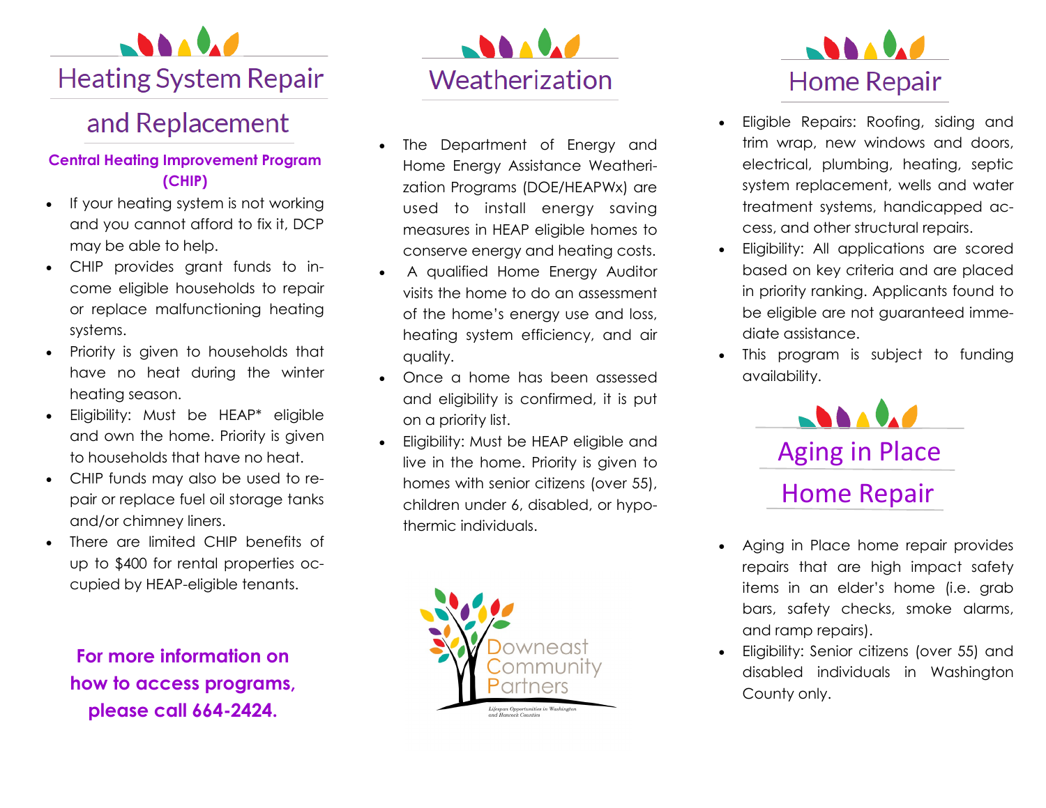# Heating System Repair and Replacement

**Central Heating Improvement Program (CHIP)**

- If your heating system is not working and you cannot afford to fix it, DCP may be able to help.
- CHIP provides grant funds to income eligible households to repair or replace malfunctioning heating systems.
- Priority is given to households that have no heat during the winter heating season.
- Eligibility: Must be HEAP* eligible and own the home. Priority is given to households that have no heat.
- CHIP funds may also be used to repair or replace fuel oil storage tanks and/or chimney liners.
- There are limited CHIP benefits of up to $400 for rental properties occupied by HEAP-eligible tenants.

**For more information on how to access programs, please call 664-2424.**

# Weatherization

- The Department of Energy and Home Energy Assistance Weatherization Programs (DOE/HEAPWx) are used to install energy saving measures in HEAP eligible homes to conserve energy and heating costs.
- A qualified Home Energy Auditor visits the home to do an assessment of the home's energy use and loss, heating system efficiency, and air quality.
- Once a home has been assessed and eligibility is confirmed, it is put on a priority list.
- Eligibility: Must be HEAP eligible and live in the home. Priority is given to homes with senior citizens (over 55), children under 6, disabled, or hypothermic individuals.

Downeast Community Partners

Lifespan Opportunities in Washington and Hancock Counties

# Home Repair

- Eligible Repairs: Roofing, siding and trim wrap, new windows and doors, electrical, plumbing, heating, septic system replacement, wells and water treatment systems, handicapped access, and other structural repairs.
- Eligibility: All applications are scored based on key criteria and are placed in priority ranking. Applicants found to be eligible are not guaranteed immediate assistance.
- This program is subject to funding availability.

# Aging in Place Home Repair

- Aging in Place home repair provides repairs that are high impact safety items in an elder's home (i.e. grab bars, safety checks, smoke alarms, and ramp repairs).
- Eligibility: Senior citizens (over 55) and disabled individuals in Washington County only.